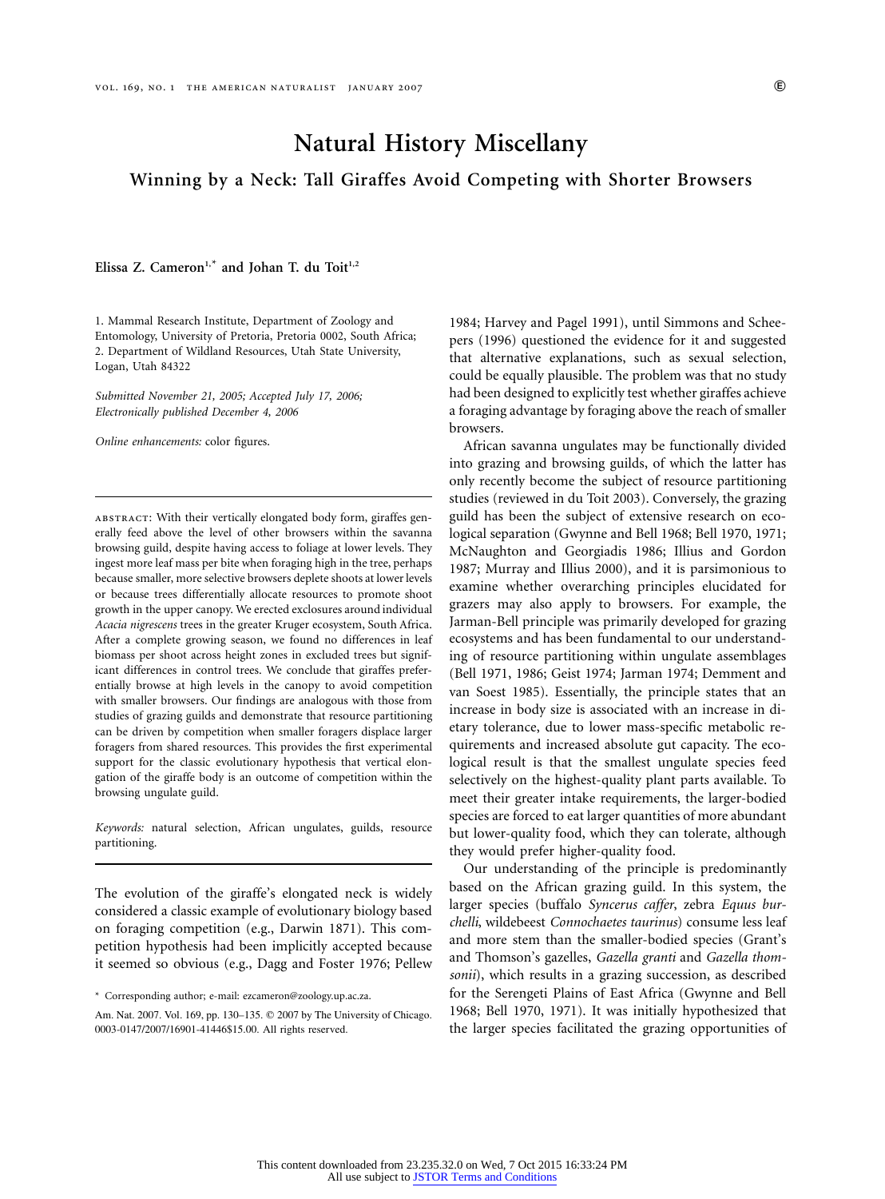# Natural History Miscellany

## Winning by a Neck: Tall Giraffes Avoid Competing with Shorter Browsers

**Elissa Z. Cameron[1,*] and Johan T. du Toit[1,2]**

1. Mammal Research Institute, Department of Zoology and Entomology, University of Pretoria, Pretoria 0002, South Africa;
2. Department of Wildland Resources, Utah State University, Logan, Utah 84322

*Submitted November 21, 2005; Accepted July 17, 2006; Electronically published December 4, 2006*

*Online enhancements:* color figures.

abstract: With their vertically elongated body form, giraffes generally feed above the level of other browsers within the savanna browsing guild, despite having access to foliage at lower levels. They ingest more leaf mass per bite when foraging high in the tree, perhaps because smaller, more selective browsers deplete shoots at lower levels or because trees differentially allocate resources to promote shoot growth in the upper canopy. We erected exclosures around individual *Acacia nigrescens* trees in the greater Kruger ecosystem, South Africa. After a complete growing season, we found no differences in leaf biomass per shoot across height zones in excluded trees but significant differences in control trees. We conclude that giraffes preferentially browse at high levels in the canopy to avoid competition with smaller browsers. Our findings are analogous with those from studies of grazing guilds and demonstrate that resource partitioning can be driven by competition when smaller foragers displace larger foragers from shared resources. This provides the first experimental support for the classic evolutionary hypothesis that vertical elongation of the giraffe body is an outcome of competition within the browsing ungulate guild.

*Keywords:* natural selection, African ungulates, guilds, resource partitioning.

The evolution of the giraffe's elongated neck is widely considered a classic example of evolutionary biology based on foraging competition (e.g., Darwin 1871). This competition hypothesis had been implicitly accepted because it seemed so obvious (e.g., Dagg and Foster 1976; Pellew 1984; Harvey and Pagel 1991), until Simmons and Scheepers (1996) questioned the evidence for it and suggested that alternative explanations, such as sexual selection, could be equally plausible. The problem was that no study had been designed to explicitly test whether giraffes achieve a foraging advantage by foraging above the reach of smaller browsers.

African savanna ungulates may be functionally divided into grazing and browsing guilds, of which the latter has only recently become the subject of resource partitioning studies (reviewed in du Toit 2003). Conversely, the grazing guild has been the subject of extensive research on ecological separation (Gwynne and Bell 1968; Bell 1970, 1971; McNaughton and Georgiadis 1986; Illius and Gordon 1987; Murray and Illius 2000), and it is parsimonious to examine whether overarching principles elucidated for grazers may also apply to browsers. For example, the Jarman-Bell principle was primarily developed for grazing ecosystems and has been fundamental to our understanding of resource partitioning within ungulate assemblages (Bell 1971, 1986; Geist 1974; Jarman 1974; Demment and van Soest 1985). Essentially, the principle states that an increase in body size is associated with an increase in dietary tolerance, due to lower mass-specific metabolic requirements and increased absolute gut capacity. The ecological result is that the smallest ungulate species feed selectively on the highest-quality plant parts available. To meet their greater intake requirements, the larger-bodied species are forced to eat larger quantities of more abundant but lower-quality food, which they can tolerate, although they would prefer higher-quality food.

Our understanding of the principle is predominantly based on the African grazing guild. In this system, the larger species (buffalo *Syncerus caffer*, zebra *Equus burchelli*, wildebeest *Connochaetes taurinus*) consume less leaf and more stem than the smaller-bodied species (Grant's and Thomson's gazelles, *Gazella granti* and *Gazella thomsonii*), which results in a grazing succession, as described for the Serengeti Plains of East Africa (Gwynne and Bell 1968; Bell 1970, 1971). It was initially hypothesized that the larger species facilitated the grazing opportunities of

\* Corresponding author; e-mail: ezcameron@zoology.up.ac.za.

Am. Nat. 2007. Vol. 169, pp. 130–135. © 2007 by The University of Chicago. 0003-0147/2007/16901-41446$15.00. All rights reserved.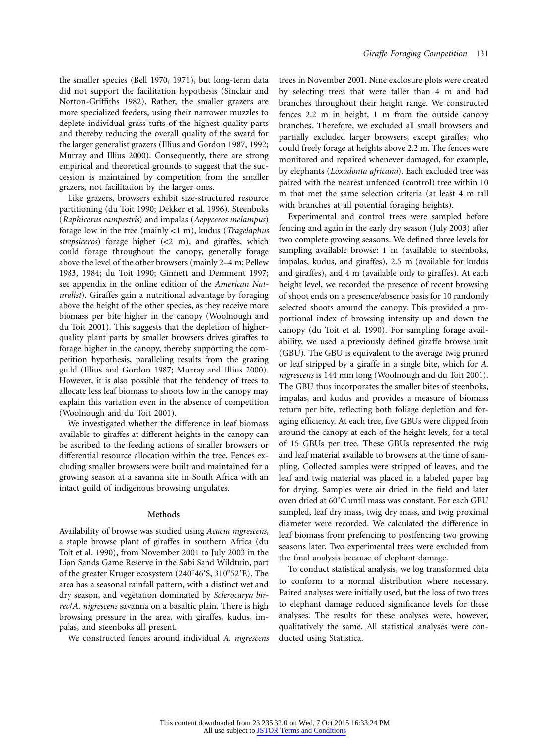the smaller species (Bell 1970, 1971), but long-term data did not support the facilitation hypothesis (Sinclair and Norton-Griffiths 1982). Rather, the smaller grazers are more specialized feeders, using their narrower muzzles to deplete individual grass tufts of the highest-quality parts and thereby reducing the overall quality of the sward for the larger generalist grazers (Illius and Gordon 1987, 1992; Murray and Illius 2000). Consequently, there are strong empirical and theoretical grounds to suggest that the succession is maintained by competition from the smaller grazers, not facilitation by the larger ones.

Like grazers, browsers exhibit size-structured resource partitioning (du Toit 1990; Dekker et al. 1996). Steenboks (*Raphicerus campestris*) and impalas (*Aepyceros melampus*) forage low in the tree (mainly <1 m), kudus (*Tragelaphus strepsiceros*) forage higher (<2 m), and giraffes, which could forage throughout the canopy, generally forage above the level of the other browsers (mainly 2–4 m; Pellew 1983, 1984; du Toit 1990; Ginnett and Demment 1997; see appendix in the online edition of the *American Naturalist*). Giraffes gain a nutritional advantage by foraging above the height of the other species, as they receive more biomass per bite higher in the canopy (Woolnough and du Toit 2001). This suggests that the depletion of higher-quality plant parts by smaller browsers drives giraffes to forage higher in the canopy, thereby supporting the competition hypothesis, paralleling results from the grazing guild (Illius and Gordon 1987; Murray and Illius 2000). However, it is also possible that the tendency of trees to allocate less leaf biomass to shoots low in the canopy may explain this variation even in the absence of competition (Woolnough and du Toit 2001).

We investigated whether the difference in leaf biomass available to giraffes at different heights in the canopy can be ascribed to the feeding actions of smaller browsers or differential resource allocation within the tree. Fences excluding smaller browsers were built and maintained for a growing season at a savanna site in South Africa with an intact guild of indigenous browsing ungulates.

## Methods

Availability of browse was studied using *Acacia nigrescens*, a staple browse plant of giraffes in southern Africa (du Toit et al. 1990), from November 2001 to July 2003 in the Lion Sands Game Reserve in the Sabi Sand Wildtuin, part of the greater Kruger ecosystem (240°46′S, 310°52′E). The area has a seasonal rainfall pattern, with a distinct wet and dry season, and vegetation dominated by *Sclerocarya birrea*/*A. nigrescens* savanna on a basaltic plain. There is high browsing pressure in the area, with giraffes, kudus, impalas, and steenboks all present.

We constructed fences around individual *A. nigrescens* trees in November 2001. Nine exclosure plots were created by selecting trees that were taller than 4 m and had branches throughout their height range. We constructed fences 2.2 m in height, 1 m from the outside canopy branches. Therefore, we excluded all small browsers and partially excluded larger browsers, except giraffes, who could freely forage at heights above 2.2 m. The fences were monitored and repaired whenever damaged, for example, by elephants (*Loxodonta africana*). Each excluded tree was paired with the nearest unfenced (control) tree within 10 m that met the same selection criteria (at least 4 m tall with branches at all potential foraging heights).

Experimental and control trees were sampled before fencing and again in the early dry season (July 2003) after two complete growing seasons. We defined three levels for sampling available browse: 1 m (available to steenboks, impalas, kudus, and giraffes), 2.5 m (available for kudus and giraffes), and 4 m (available only to giraffes). At each height level, we recorded the presence of recent browsing of shoot ends on a presence/absence basis for 10 randomly selected shoots around the canopy. This provided a proportional index of browsing intensity up and down the canopy (du Toit et al. 1990). For sampling forage availability, we used a previously defined giraffe browse unit (GBU). The GBU is equivalent to the average twig pruned or leaf stripped by a giraffe in a single bite, which for *A. nigrescens* is 144 mm long (Woolnough and du Toit 2001). The GBU thus incorporates the smaller bites of steenboks, impalas, and kudus and provides a measure of biomass return per bite, reflecting both foliage depletion and foraging efficiency. At each tree, five GBUs were clipped from around the canopy at each of the height levels, for a total of 15 GBUs per tree. These GBUs represented the twig and leaf material available to browsers at the time of sampling. Collected samples were stripped of leaves, and the leaf and twig material was placed in a labeled paper bag for drying. Samples were air dried in the field and later oven dried at 60°C until mass was constant. For each GBU sampled, leaf dry mass, twig dry mass, and twig proximal diameter were recorded. We calculated the difference in leaf biomass from prefencing to postfencing two growing seasons later. Two experimental trees were excluded from the final analysis because of elephant damage.

To conduct statistical analysis, we log transformed data to conform to a normal distribution where necessary. Paired analyses were initially used, but the loss of two trees to elephant damage reduced significance levels for these analyses. The results for these analyses were, however, qualitatively the same. All statistical analyses were conducted using Statistica.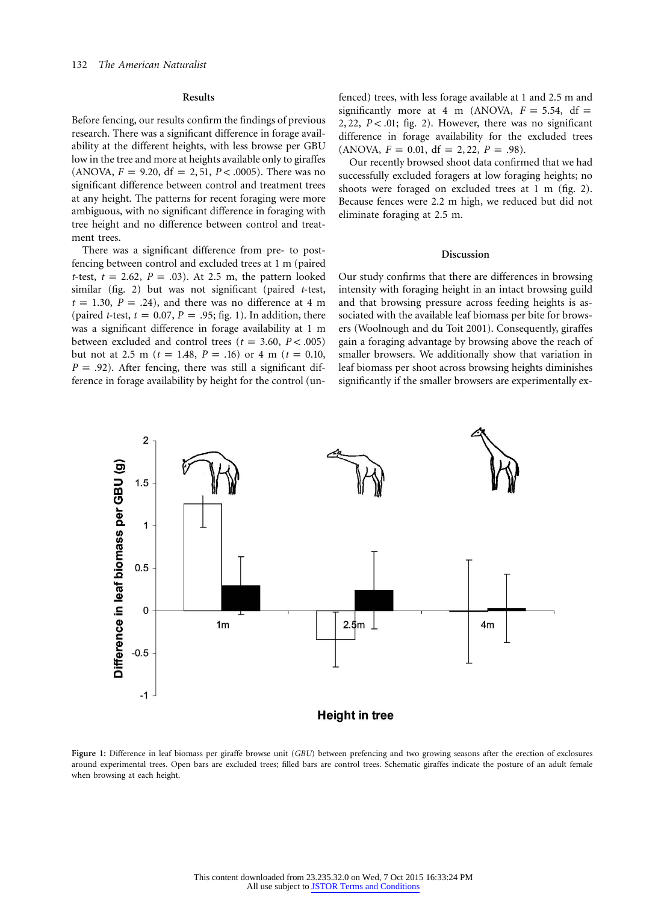## Results

Before fencing, our results confirm the findings of previous research. There was a significant difference in forage availability at the different heights, with less browse per GBU low in the tree and more at heights available only to giraffes (ANOVA, $F = 9.20$, $\mathrm{df} = 2, 51$, $P < .0005$). There was no significant difference between control and treatment trees at any height. The patterns for recent foraging were more ambiguous, with no significant difference in foraging with tree height and no difference between control and treatment trees.

There was a significant difference from pre- to post-fencing between control and excluded trees at 1 m (paired *t*-test, $t = 2.62$, $P = .03$). At 2.5 m, the pattern looked similar (fig. 2) but was not significant (paired *t*-test, $t = 1.30$, $P = .24$), and there was no difference at 4 m (paired *t*-test, $t = 0.07$, $P = .95$; fig. 1). In addition, there was a significant difference in forage availability at 1 m between excluded and control trees ($t = 3.60$, $P < .005$) but not at 2.5 m ($t = 1.48$, $P = .16$) or 4 m ($t = 0.10$, $P = .92$). After fencing, there was still a significant difference in forage availability by height for the control (unfenced) trees, with less forage available at 1 and 2.5 m and significantly more at 4 m (ANOVA, $F = 5.54$, $\mathrm{df} = 2, 22$, $P < .01$; fig. 2). However, there was no significant difference in forage availability for the excluded trees (ANOVA, $F = 0.01$, $\mathrm{df} = 2, 22$, $P = .98$).

Our recently browsed shoot data confirmed that we had successfully excluded foragers at low foraging heights; no shoots were foraged on excluded trees at 1 m (fig. 2). Because fences were 2.2 m high, we reduced but did not eliminate foraging at 2.5 m.

## Discussion

Our study confirms that there are differences in browsing intensity with foraging height in an intact browsing guild and that browsing pressure across feeding heights is associated with the available leaf biomass per bite for browsers (Woolnough and du Toit 2001). Consequently, giraffes gain a foraging advantage by browsing above the reach of smaller browsers. We additionally show that variation in leaf biomass per shoot across browsing heights diminishes significantly if the smaller browsers are experimentally ex-

Figure 1: Difference in leaf biomass per giraffe browse unit (*GBU*) between prefencing and two growing seasons after the erection of exclosures around experimental trees. Open bars are excluded trees; filled bars are control trees. Schematic giraffes indicate the posture of an adult female when browsing at each height.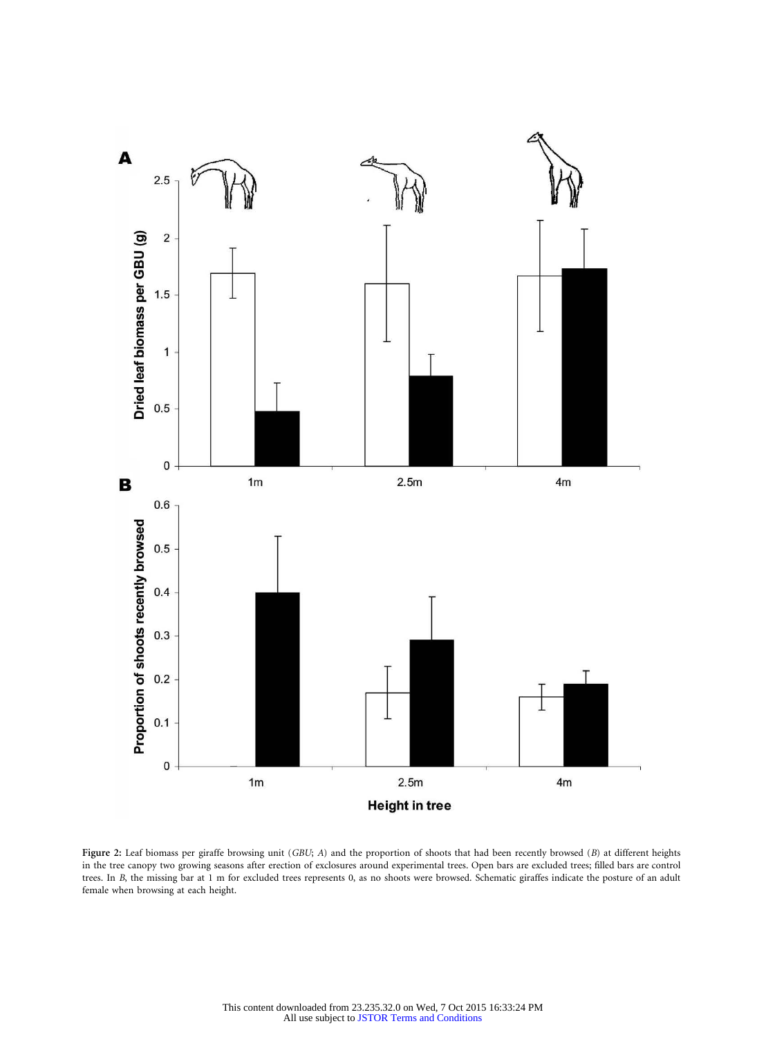Figure 2: Leaf biomass per giraffe browsing unit (*GBU*; *A*) and the proportion of shoots that had been recently browsed (*B*) at different heights in the tree canopy two growing seasons after erection of exclosures around experimental trees. Open bars are excluded trees; filled bars are control trees. In *B*, the missing bar at 1 m for excluded trees represents 0, as no shoots were browsed. Schematic giraffes indicate the posture of an adult female when browsing at each height.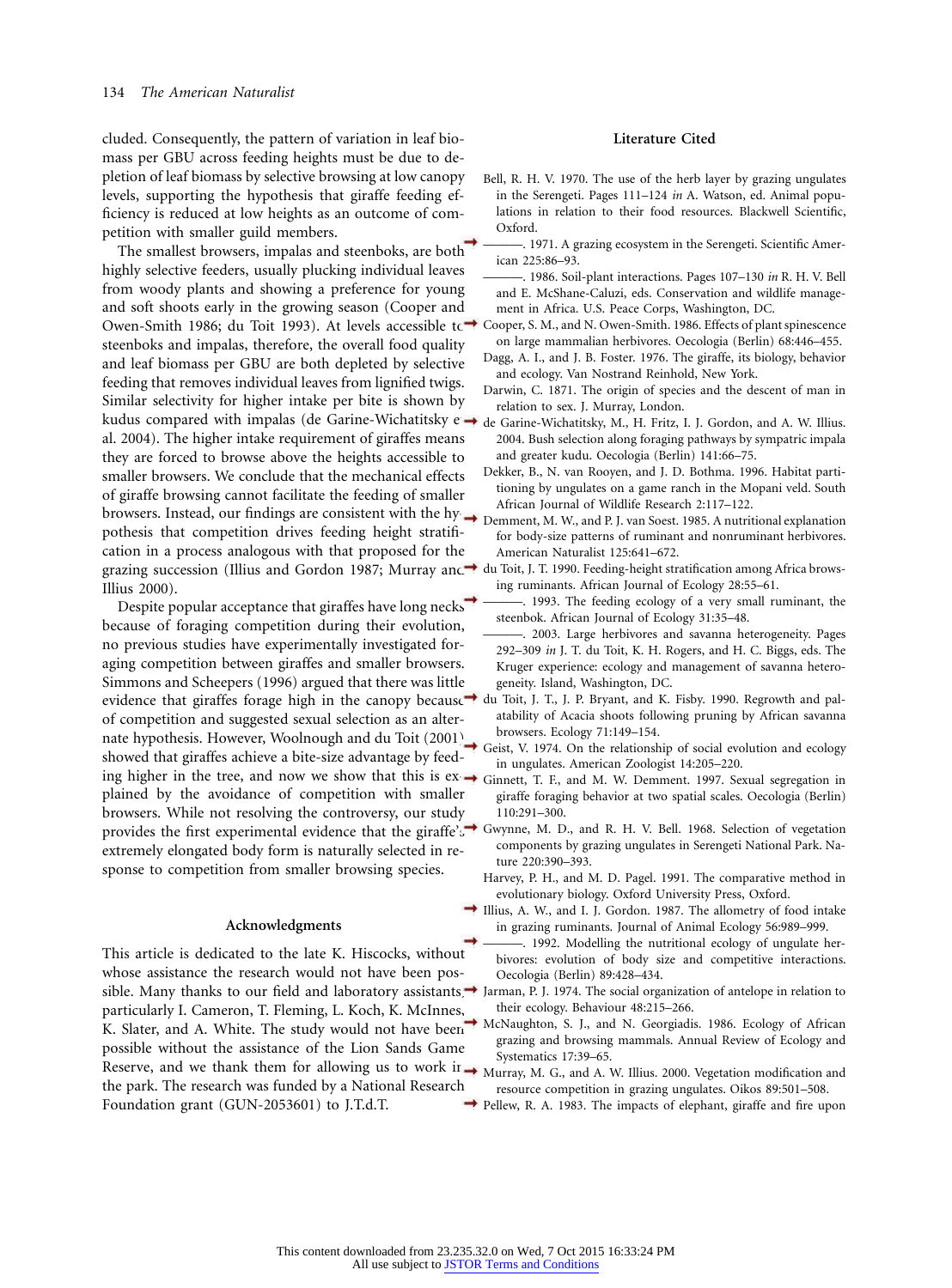cluded. Consequently, the pattern of variation in leaf biomass per GBU across feeding heights must be due to depletion of leaf biomass by selective browsing at low canopy levels, supporting the hypothesis that giraffe feeding efficiency is reduced at low heights as an outcome of competition with smaller guild members.

The smallest browsers, impalas and steenboks, are both highly selective feeders, usually plucking individual leaves from woody plants and showing a preference for young and soft shoots early in the growing season (Cooper and Owen-Smith 1986; du Toit 1993). At levels accessible to steenboks and impalas, therefore, the overall food quality and leaf biomass per GBU are both depleted by selective feeding that removes individual leaves from lignified twigs. Similar selectivity for higher intake per bite is shown by kudus compared with impalas (de Garine-Wichatitsky et al. 2004). The higher intake requirement of giraffes means they are forced to browse above the heights accessible to smaller browsers. We conclude that the mechanical effects of giraffe browsing cannot facilitate the feeding of smaller browsers. Instead, our findings are consistent with the hypothesis that competition drives feeding height stratification in a process analogous with that proposed for the grazing succession (Illius and Gordon 1987; Murray and Illius 2000).

Despite popular acceptance that giraffes have long necks because of foraging competition during their evolution, no previous studies have experimentally investigated foraging competition between giraffes and smaller browsers. Simmons and Scheepers (1996) argued that there was little evidence that giraffes forage high in the canopy because of competition and suggested sexual selection as an alternate hypothesis. However, Woolnough and du Toit (2001) showed that giraffes achieve a bite-size advantage by feeding higher in the tree, and now we show that this is explained by the avoidance of competition with smaller browsers. While not resolving the controversy, our study provides the first experimental evidence that the giraffe's extremely elongated body form is naturally selected in response to competition from smaller browsing species.

## Acknowledgments

This article is dedicated to the late K. Hiscocks, without whose assistance the research would not have been possible. Many thanks to our field and laboratory assistants, particularly I. Cameron, T. Fleming, L. Koch, K. McInnes, K. Slater, and A. White. The study would not have been possible without the assistance of the Lion Sands Game Reserve, and we thank them for allowing us to work in the park. The research was funded by a National Research Foundation grant (GUN-2053601) to J.T.d.T.

## Literature Cited

Bell, R. H. V. 1970. The use of the herb layer by grazing ungulates in the Serengeti. Pages 111–124 *in* A. Watson, ed. Animal populations in relation to their food resources. Blackwell Scientific, Oxford.

———. 1971. A grazing ecosystem in the Serengeti. Scientific American 225:86–93.

———. 1986. Soil-plant interactions. Pages 107–130 *in* R. H. V. Bell and E. McShane-Caluzi, eds. Conservation and wildlife management in Africa. U.S. Peace Corps, Washington, DC.

Cooper, S. M., and N. Owen-Smith. 1986. Effects of plant spinescence on large mammalian herbivores. Oecologia (Berlin) 68:446–455.

Dagg, A. I., and J. B. Foster. 1976. The giraffe, its biology, behavior and ecology. Van Nostrand Reinhold, New York.

Darwin, C. 1871. The origin of species and the descent of man in relation to sex. J. Murray, London.

de Garine-Wichatitsky, M., H. Fritz, I. J. Gordon, and A. W. Illius. 2004. Bush selection along foraging pathways by sympatric impala and greater kudu. Oecologia (Berlin) 141:66–75.

Dekker, B., N. van Rooyen, and J. D. Bothma. 1996. Habitat partitioning by ungulates on a game ranch in the Mopani veld. South African Journal of Wildlife Research 2:117–122.

Demment, M. W., and P. J. van Soest. 1985. A nutritional explanation for body-size patterns of ruminant and nonruminant herbivores. American Naturalist 125:641–672.

du Toit, J. T. 1990. Feeding-height stratification among Africa browsing ruminants. African Journal of Ecology 28:55–61.

———. 1993. The feeding ecology of a very small ruminant, the steenbok. African Journal of Ecology 31:35–48.

———. 2003. Large herbivores and savanna heterogeneity. Pages 292–309 *in* J. T. du Toit, K. H. Rogers, and H. C. Biggs, eds. The Kruger experience: ecology and management of savanna heterogeneity. Island, Washington, DC.

du Toit, J. T., J. P. Bryant, and K. Fisby. 1990. Regrowth and palatability of Acacia shoots following pruning by African savanna browsers. Ecology 71:149–154.

Geist, V. 1974. On the relationship of social evolution and ecology in ungulates. American Zoologist 14:205–220.

Ginnett, T. F., and M. W. Demment. 1997. Sexual segregation in giraffe foraging behavior at two spatial scales. Oecologia (Berlin) 110:291–300.

Gwynne, M. D., and R. H. V. Bell. 1968. Selection of vegetation components by grazing ungulates in Serengeti National Park. Nature 220:390–393.

Harvey, P. H., and M. D. Pagel. 1991. The comparative method in evolutionary biology. Oxford University Press, Oxford.

Illius, A. W., and I. J. Gordon. 1987. The allometry of food intake in grazing ruminants. Journal of Animal Ecology 56:989–999.

———. 1992. Modelling the nutritional ecology of ungulate herbivores: evolution of body size and competitive interactions. Oecologia (Berlin) 89:428–434.

Jarman, P. J. 1974. The social organization of antelope in relation to their ecology. Behaviour 48:215–266.

McNaughton, S. J., and N. Georgiadis. 1986. Ecology of African grazing and browsing mammals. Annual Review of Ecology and Systematics 17:39–65.

Murray, M. G., and A. W. Illius. 2000. Vegetation modification and resource competition in grazing ungulates. Oikos 89:501–508.

Pellew, R. A. 1983. The impacts of elephant, giraffe and fire upon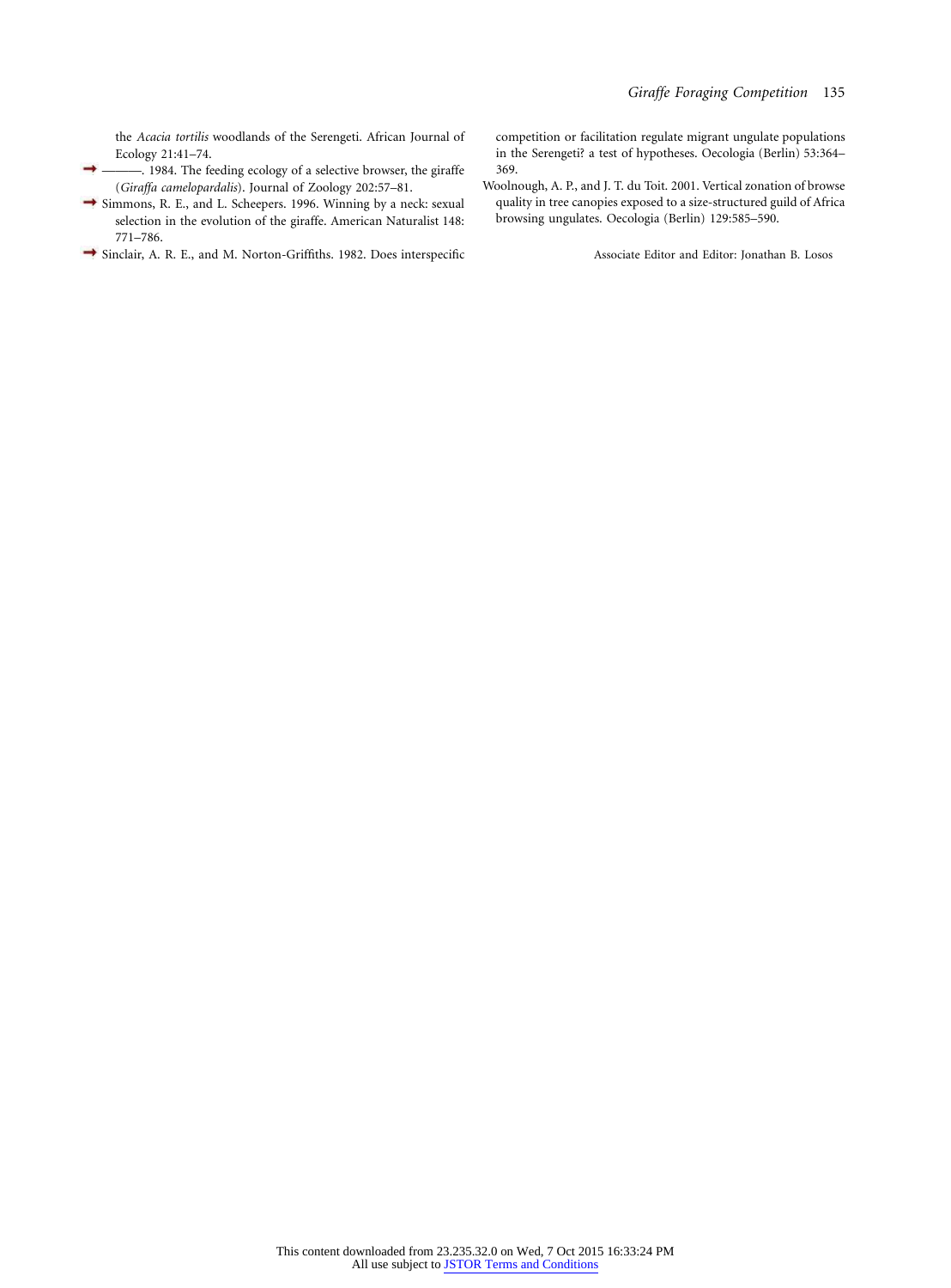the *Acacia tortilis* woodlands of the Serengeti. African Journal of Ecology 21:41–74.

———. 1984. The feeding ecology of a selective browser, the giraffe (*Giraffa camelopardalis*). Journal of Zoology 202:57–81.

Simmons, R. E., and L. Scheepers. 1996. Winning by a neck: sexual selection in the evolution of the giraffe. American Naturalist 148: 771–786.

Sinclair, A. R. E., and M. Norton-Griffiths. 1982. Does interspecific competition or facilitation regulate migrant ungulate populations in the Serengeti? a test of hypotheses. Oecologia (Berlin) 53:364–369.

Woolnough, A. P., and J. T. du Toit. 2001. Vertical zonation of browse quality in tree canopies exposed to a size-structured guild of Africa browsing ungulates. Oecologia (Berlin) 129:585–590.

Associate Editor and Editor: Jonathan B. Losos

This content downloaded from 23.235.32.0 on Wed, 7 Oct 2015 16:33:24 PM
All use subject to JSTOR Terms and Conditions